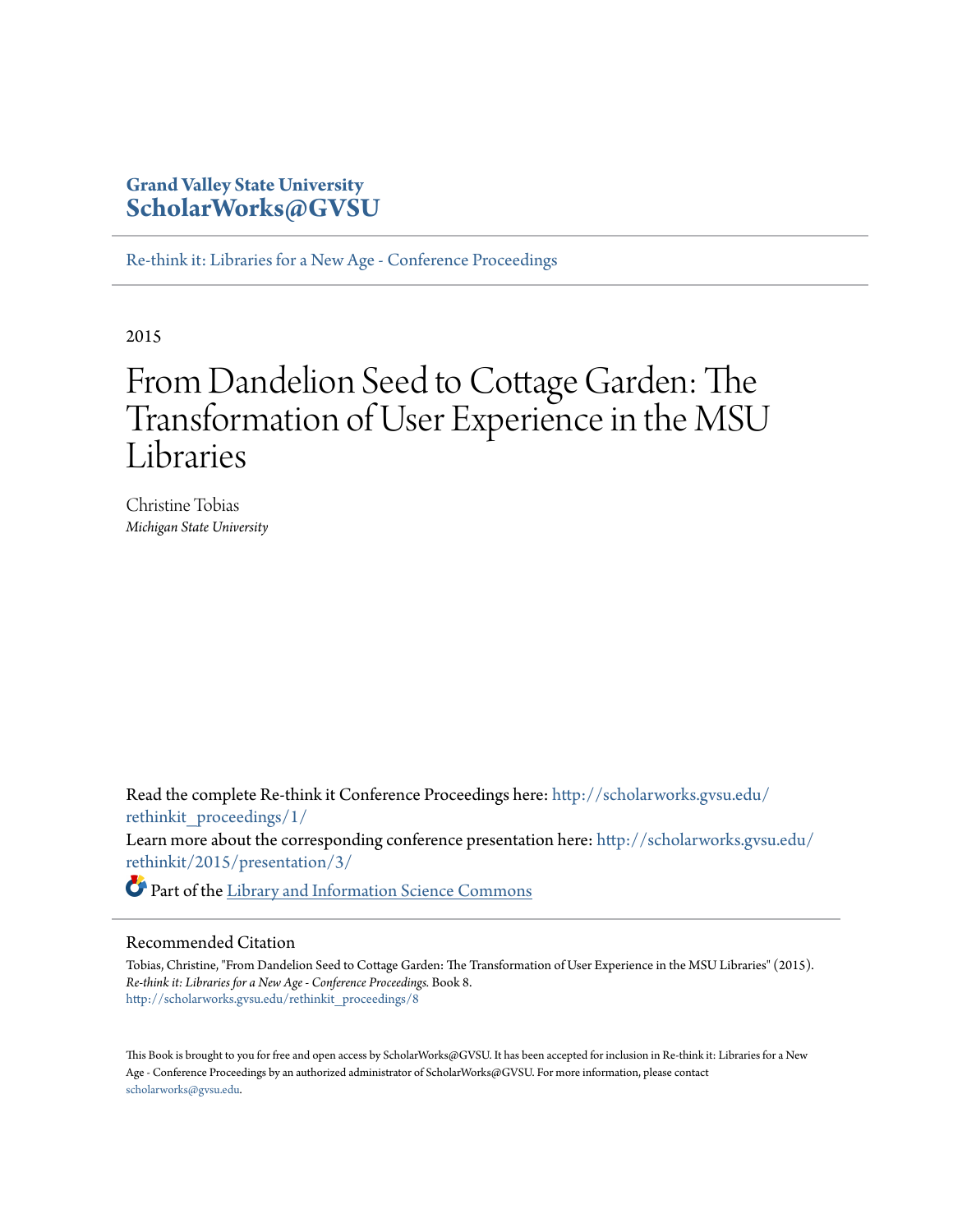**Grand Valley State University**
**ScholarWorks@GVSU**

Re-think it: Libraries for a New Age - Conference Proceedings

2015

# From Dandelion Seed to Cottage Garden: The Transformation of User Experience in the MSU Libraries

Christine Tobias
*Michigan State University*

Read the complete Re-think it Conference Proceedings here: http://scholarworks.gvsu.edu/rethinkit_proceedings/1/

Learn more about the corresponding conference presentation here: http://scholarworks.gvsu.edu/rethinkit/2015/presentation/3/

Part of the Library and Information Science Commons

## Recommended Citation

Tobias, Christine, "From Dandelion Seed to Cottage Garden: The Transformation of User Experience in the MSU Libraries" (2015). *Re-think it: Libraries for a New Age - Conference Proceedings.* Book 8.
http://scholarworks.gvsu.edu/rethinkit_proceedings/8

This Book is brought to you for free and open access by ScholarWorks@GVSU. It has been accepted for inclusion in Re-think it: Libraries for a New Age - Conference Proceedings by an authorized administrator of ScholarWorks@GVSU. For more information, please contact scholarworks@gvsu.edu.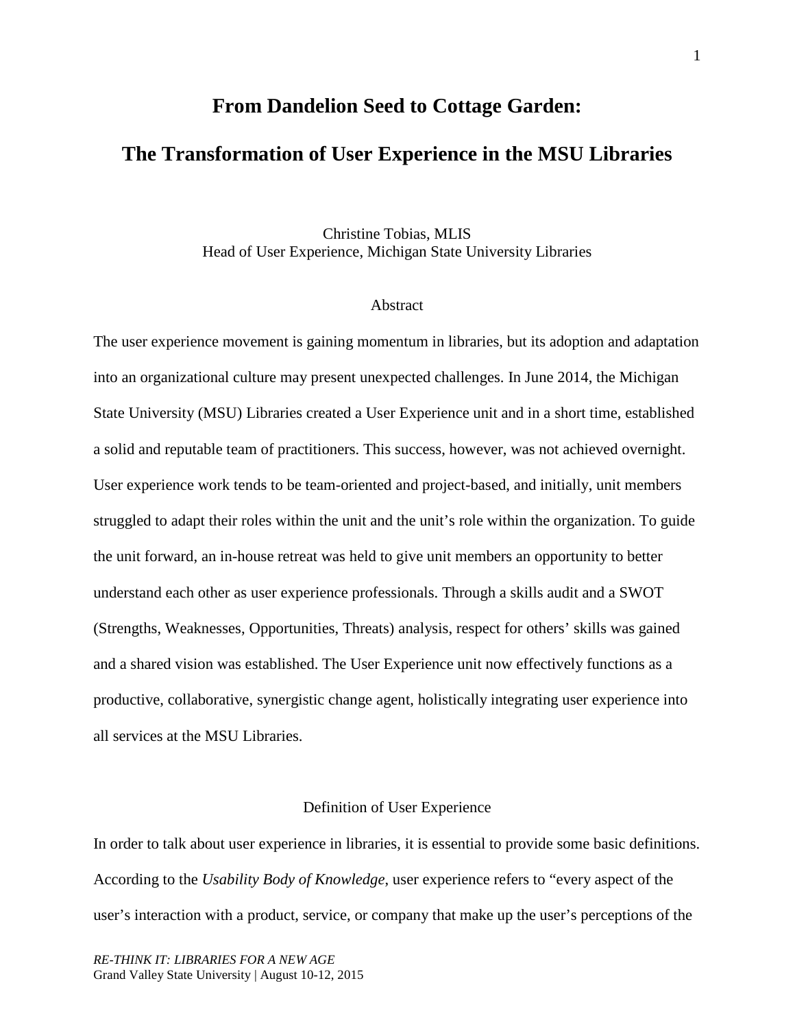# From Dandelion Seed to Cottage Garden:

# The Transformation of User Experience in the MSU Libraries

Christine Tobias, MLIS
Head of User Experience, Michigan State University Libraries

## Abstract

The user experience movement is gaining momentum in libraries, but its adoption and adaptation into an organizational culture may present unexpected challenges. In June 2014, the Michigan State University (MSU) Libraries created a User Experience unit and in a short time, established a solid and reputable team of practitioners. This success, however, was not achieved overnight. User experience work tends to be team-oriented and project-based, and initially, unit members struggled to adapt their roles within the unit and the unit's role within the organization. To guide the unit forward, an in-house retreat was held to give unit members an opportunity to better understand each other as user experience professionals. Through a skills audit and a SWOT (Strengths, Weaknesses, Opportunities, Threats) analysis, respect for others' skills was gained and a shared vision was established. The User Experience unit now effectively functions as a productive, collaborative, synergistic change agent, holistically integrating user experience into all services at the MSU Libraries.

## Definition of User Experience

In order to talk about user experience in libraries, it is essential to provide some basic definitions. According to the *Usability Body of Knowledge*, user experience refers to "every aspect of the user's interaction with a product, service, or company that make up the user's perceptions of the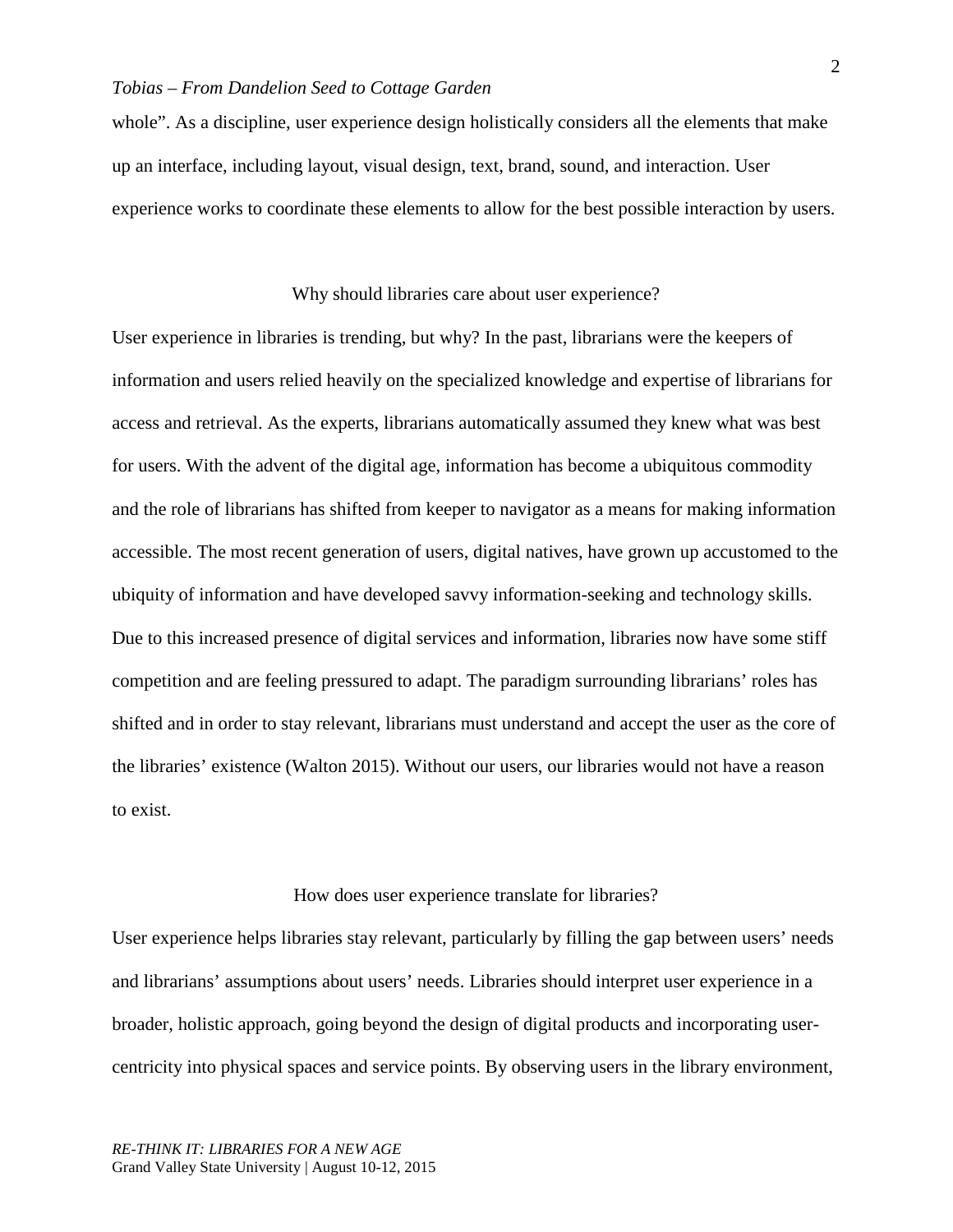whole". As a discipline, user experience design holistically considers all the elements that make up an interface, including layout, visual design, text, brand, sound, and interaction. User experience works to coordinate these elements to allow for the best possible interaction by users.

## Why should libraries care about user experience?

User experience in libraries is trending, but why? In the past, librarians were the keepers of information and users relied heavily on the specialized knowledge and expertise of librarians for access and retrieval. As the experts, librarians automatically assumed they knew what was best for users. With the advent of the digital age, information has become a ubiquitous commodity and the role of librarians has shifted from keeper to navigator as a means for making information accessible. The most recent generation of users, digital natives, have grown up accustomed to the ubiquity of information and have developed savvy information-seeking and technology skills. Due to this increased presence of digital services and information, libraries now have some stiff competition and are feeling pressured to adapt. The paradigm surrounding librarians' roles has shifted and in order to stay relevant, librarians must understand and accept the user as the core of the libraries' existence (Walton 2015). Without our users, our libraries would not have a reason to exist.

## How does user experience translate for libraries?

User experience helps libraries stay relevant, particularly by filling the gap between users' needs and librarians' assumptions about users' needs. Libraries should interpret user experience in a broader, holistic approach, going beyond the design of digital products and incorporating user-centricity into physical spaces and service points. By observing users in the library environment,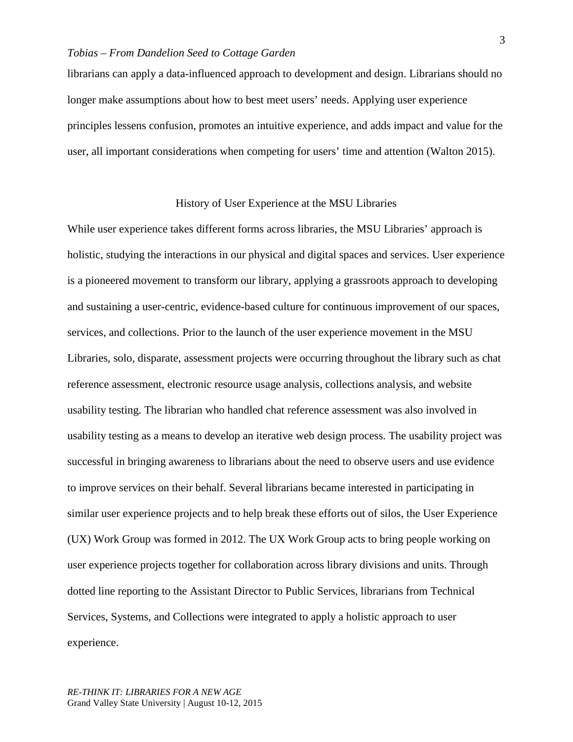librarians can apply a data-influenced approach to development and design. Librarians should no longer make assumptions about how to best meet users' needs. Applying user experience principles lessens confusion, promotes an intuitive experience, and adds impact and value for the user, all important considerations when competing for users' time and attention (Walton 2015).

## History of User Experience at the MSU Libraries

While user experience takes different forms across libraries, the MSU Libraries' approach is holistic, studying the interactions in our physical and digital spaces and services. User experience is a pioneered movement to transform our library, applying a grassroots approach to developing and sustaining a user-centric, evidence-based culture for continuous improvement of our spaces, services, and collections. Prior to the launch of the user experience movement in the MSU Libraries, solo, disparate, assessment projects were occurring throughout the library such as chat reference assessment, electronic resource usage analysis, collections analysis, and website usability testing. The librarian who handled chat reference assessment was also involved in usability testing as a means to develop an iterative web design process. The usability project was successful in bringing awareness to librarians about the need to observe users and use evidence to improve services on their behalf. Several librarians became interested in participating in similar user experience projects and to help break these efforts out of silos, the User Experience (UX) Work Group was formed in 2012. The UX Work Group acts to bring people working on user experience projects together for collaboration across library divisions and units. Through dotted line reporting to the Assistant Director to Public Services, librarians from Technical Services, Systems, and Collections were integrated to apply a holistic approach to user experience.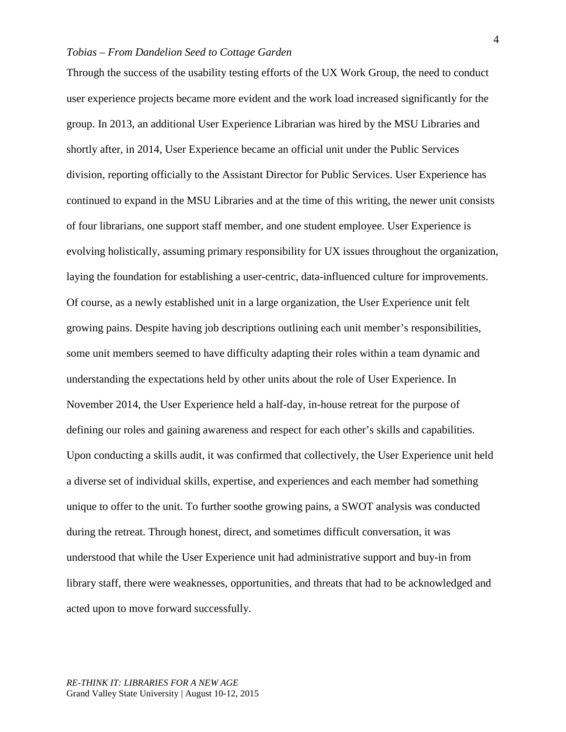Through the success of the usability testing efforts of the UX Work Group, the need to conduct user experience projects became more evident and the work load increased significantly for the group. In 2013, an additional User Experience Librarian was hired by the MSU Libraries and shortly after, in 2014, User Experience became an official unit under the Public Services division, reporting officially to the Assistant Director for Public Services. User Experience has continued to expand in the MSU Libraries and at the time of this writing, the newer unit consists of four librarians, one support staff member, and one student employee. User Experience is evolving holistically, assuming primary responsibility for UX issues throughout the organization, laying the foundation for establishing a user-centric, data-influenced culture for improvements. Of course, as a newly established unit in a large organization, the User Experience unit felt growing pains. Despite having job descriptions outlining each unit member's responsibilities, some unit members seemed to have difficulty adapting their roles within a team dynamic and understanding the expectations held by other units about the role of User Experience. In November 2014, the User Experience held a half-day, in-house retreat for the purpose of defining our roles and gaining awareness and respect for each other's skills and capabilities. Upon conducting a skills audit, it was confirmed that collectively, the User Experience unit held a diverse set of individual skills, expertise, and experiences and each member had something unique to offer to the unit. To further soothe growing pains, a SWOT analysis was conducted during the retreat. Through honest, direct, and sometimes difficult conversation, it was understood that while the User Experience unit had administrative support and buy-in from library staff, there were weaknesses, opportunities, and threats that had to be acknowledged and acted upon to move forward successfully.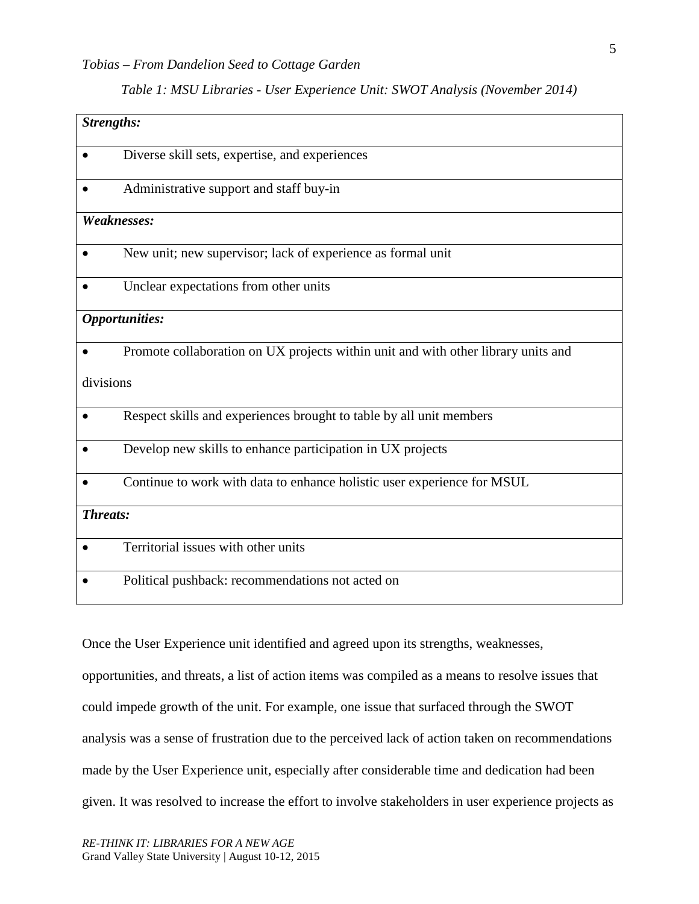*Table 1: MSU Libraries - User Experience Unit: SWOT Analysis (November 2014)*

| ***Strengths:*** |
|---|
| • Diverse skill sets, expertise, and experiences |
| • Administrative support and staff buy-in |
| ***Weaknesses:*** |
| • New unit; new supervisor; lack of experience as formal unit |
| • Unclear expectations from other units |
| ***Opportunities:*** |
| • Promote collaboration on UX projects within unit and with other library units and divisions |
| • Respect skills and experiences brought to table by all unit members |
| • Develop new skills to enhance participation in UX projects |
| • Continue to work with data to enhance holistic user experience for MSUL |
| ***Threats:*** |
| • Territorial issues with other units |
| • Political pushback: recommendations not acted on |

Once the User Experience unit identified and agreed upon its strengths, weaknesses, opportunities, and threats, a list of action items was compiled as a means to resolve issues that could impede growth of the unit. For example, one issue that surfaced through the SWOT analysis was a sense of frustration due to the perceived lack of action taken on recommendations made by the User Experience unit, especially after considerable time and dedication had been given. It was resolved to increase the effort to involve stakeholders in user experience projects as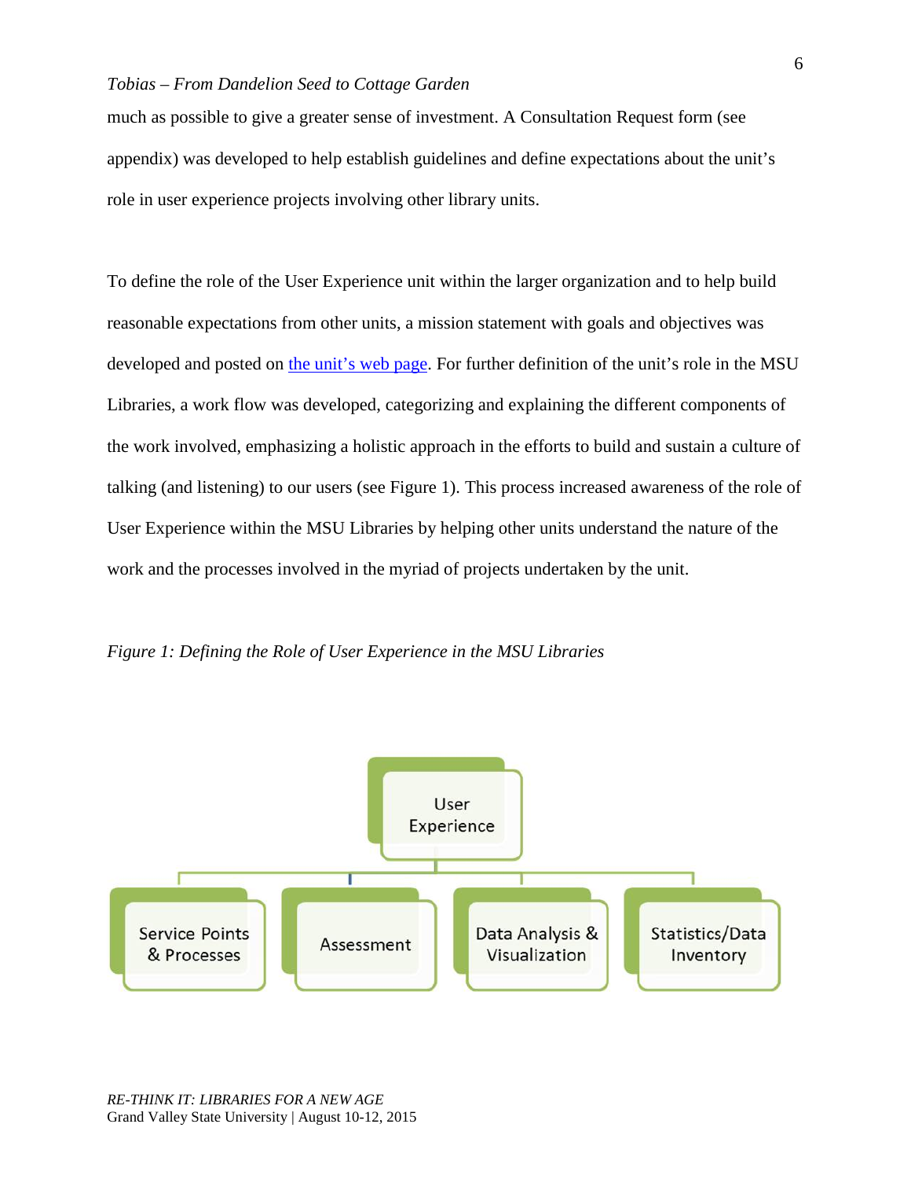much as possible to give a greater sense of investment. A Consultation Request form (see appendix) was developed to help establish guidelines and define expectations about the unit's role in user experience projects involving other library units.

To define the role of the User Experience unit within the larger organization and to help build reasonable expectations from other units, a mission statement with goals and objectives was developed and posted on the unit's web page. For further definition of the unit's role in the MSU Libraries, a work flow was developed, categorizing and explaining the different components of the work involved, emphasizing a holistic approach in the efforts to build and sustain a culture of talking (and listening) to our users (see Figure 1). This process increased awareness of the role of User Experience within the MSU Libraries by helping other units understand the nature of the work and the processes involved in the myriad of projects undertaken by the unit.

*Figure 1: Defining the Role of User Experience in the MSU Libraries*

- User Experience
  - Service Points & Processes
  - Assessment
  - Data Analysis & Visualization
  - Statistics/Data Inventory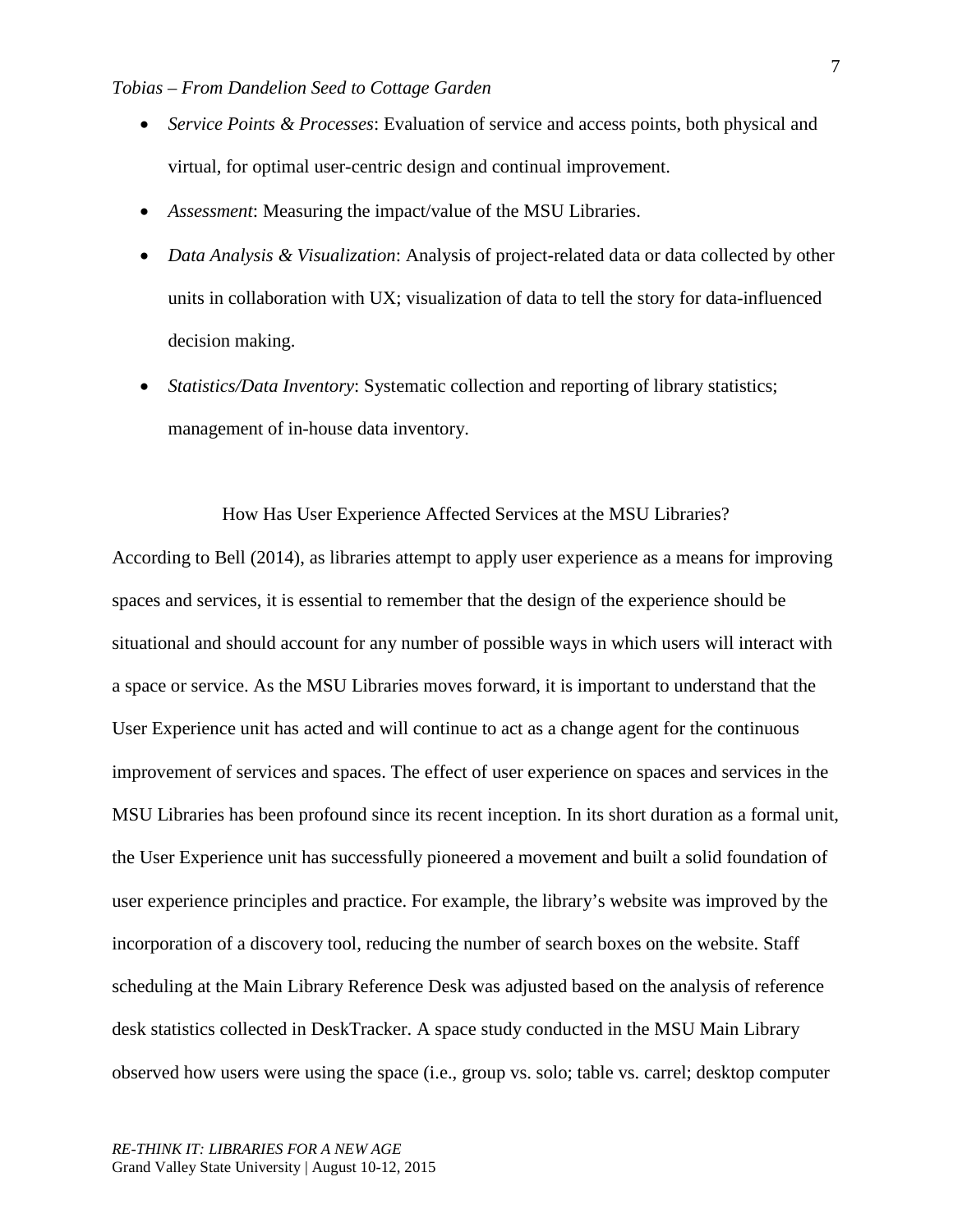- *Service Points & Processes*: Evaluation of service and access points, both physical and virtual, for optimal user-centric design and continual improvement.
- *Assessment*: Measuring the impact/value of the MSU Libraries.
- *Data Analysis & Visualization*: Analysis of project-related data or data collected by other units in collaboration with UX; visualization of data to tell the story for data-influenced decision making.
- *Statistics/Data Inventory*: Systematic collection and reporting of library statistics; management of in-house data inventory.

## How Has User Experience Affected Services at the MSU Libraries?

According to Bell (2014), as libraries attempt to apply user experience as a means for improving spaces and services, it is essential to remember that the design of the experience should be situational and should account for any number of possible ways in which users will interact with a space or service. As the MSU Libraries moves forward, it is important to understand that the User Experience unit has acted and will continue to act as a change agent for the continuous improvement of services and spaces. The effect of user experience on spaces and services in the MSU Libraries has been profound since its recent inception. In its short duration as a formal unit, the User Experience unit has successfully pioneered a movement and built a solid foundation of user experience principles and practice. For example, the library's website was improved by the incorporation of a discovery tool, reducing the number of search boxes on the website. Staff scheduling at the Main Library Reference Desk was adjusted based on the analysis of reference desk statistics collected in DeskTracker. A space study conducted in the MSU Main Library observed how users were using the space (i.e., group vs. solo; table vs. carrel; desktop computer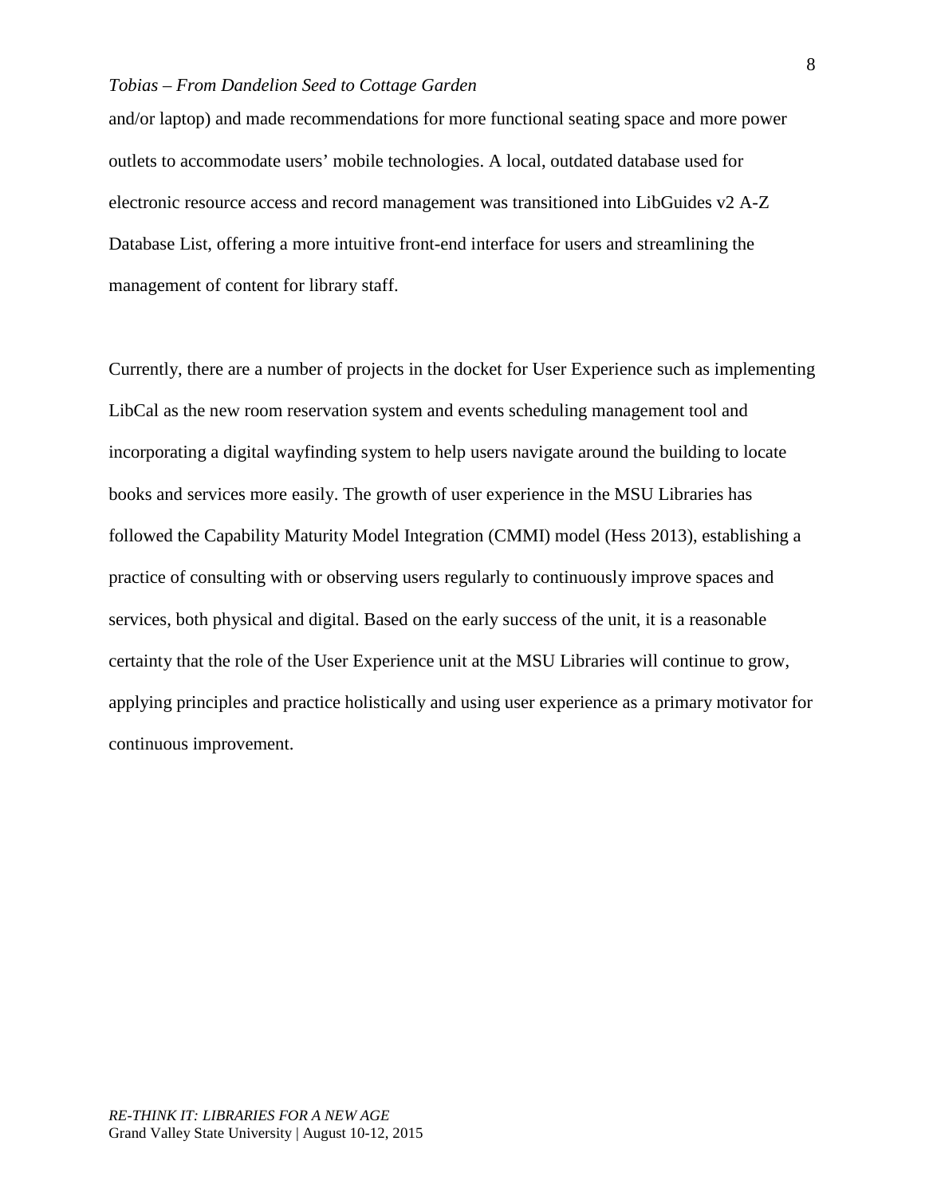and/or laptop) and made recommendations for more functional seating space and more power outlets to accommodate users' mobile technologies. A local, outdated database used for electronic resource access and record management was transitioned into LibGuides v2 A-Z Database List, offering a more intuitive front-end interface for users and streamlining the management of content for library staff.

Currently, there are a number of projects in the docket for User Experience such as implementing LibCal as the new room reservation system and events scheduling management tool and incorporating a digital wayfinding system to help users navigate around the building to locate books and services more easily. The growth of user experience in the MSU Libraries has followed the Capability Maturity Model Integration (CMMI) model (Hess 2013), establishing a practice of consulting with or observing users regularly to continuously improve spaces and services, both physical and digital. Based on the early success of the unit, it is a reasonable certainty that the role of the User Experience unit at the MSU Libraries will continue to grow, applying principles and practice holistically and using user experience as a primary motivator for continuous improvement.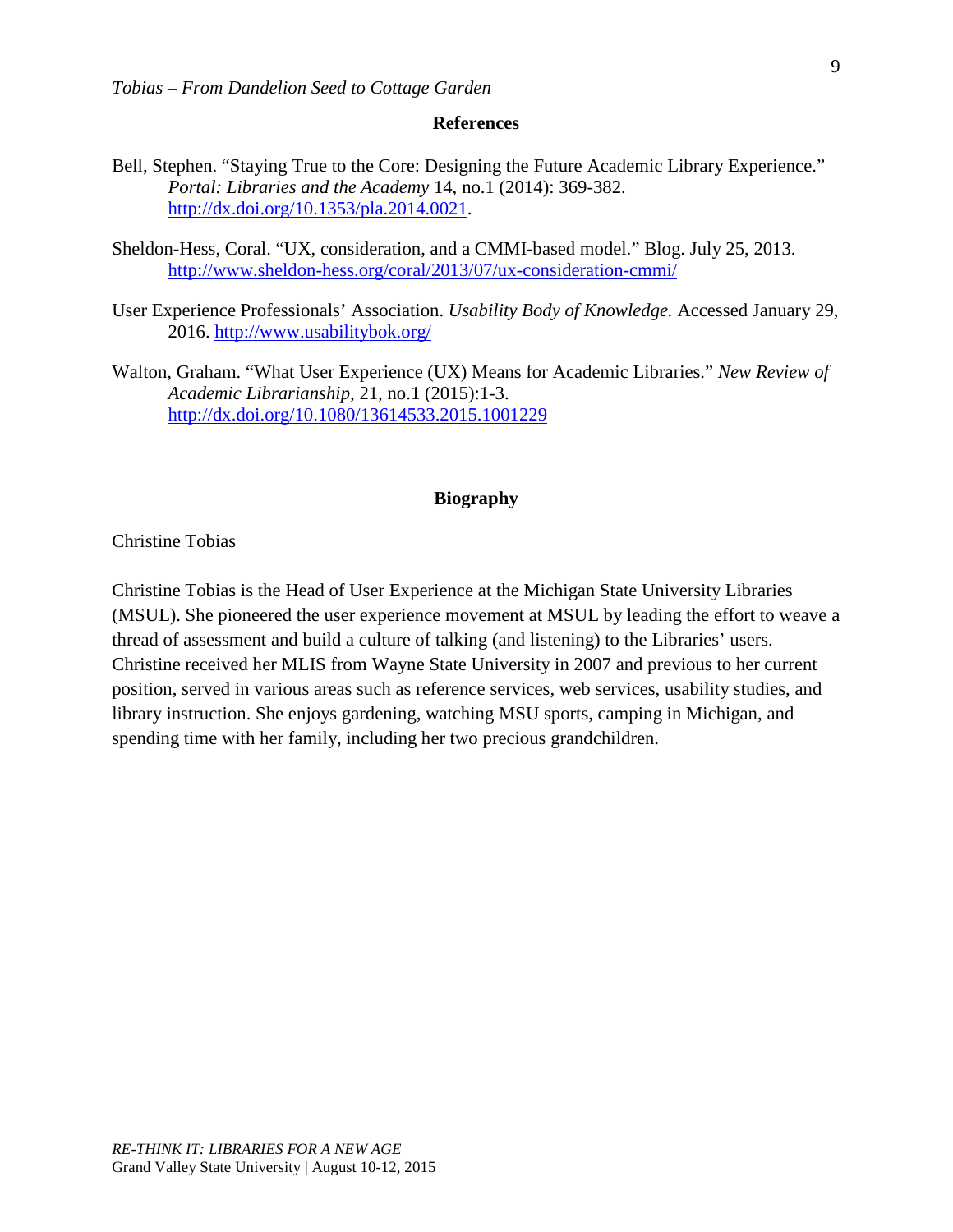## References

Bell, Stephen. "Staying True to the Core: Designing the Future Academic Library Experience." *Portal: Libraries and the Academy* 14, no.1 (2014): 369-382. http://dx.doi.org/10.1353/pla.2014.0021.

Sheldon-Hess, Coral. "UX, consideration, and a CMMI-based model." Blog. July 25, 2013. http://www.sheldon-hess.org/coral/2013/07/ux-consideration-cmmi/

User Experience Professionals' Association. *Usability Body of Knowledge.* Accessed January 29, 2016. http://www.usabilitybok.org/

Walton, Graham. "What User Experience (UX) Means for Academic Libraries." *New Review of Academic Librarianship*, 21, no.1 (2015):1-3. http://dx.doi.org/10.1080/13614533.2015.1001229

## Biography

Christine Tobias

Christine Tobias is the Head of User Experience at the Michigan State University Libraries (MSUL). She pioneered the user experience movement at MSUL by leading the effort to weave a thread of assessment and build a culture of talking (and listening) to the Libraries' users. Christine received her MLIS from Wayne State University in 2007 and previous to her current position, served in various areas such as reference services, web services, usability studies, and library instruction. She enjoys gardening, watching MSU sports, camping in Michigan, and spending time with her family, including her two precious grandchildren.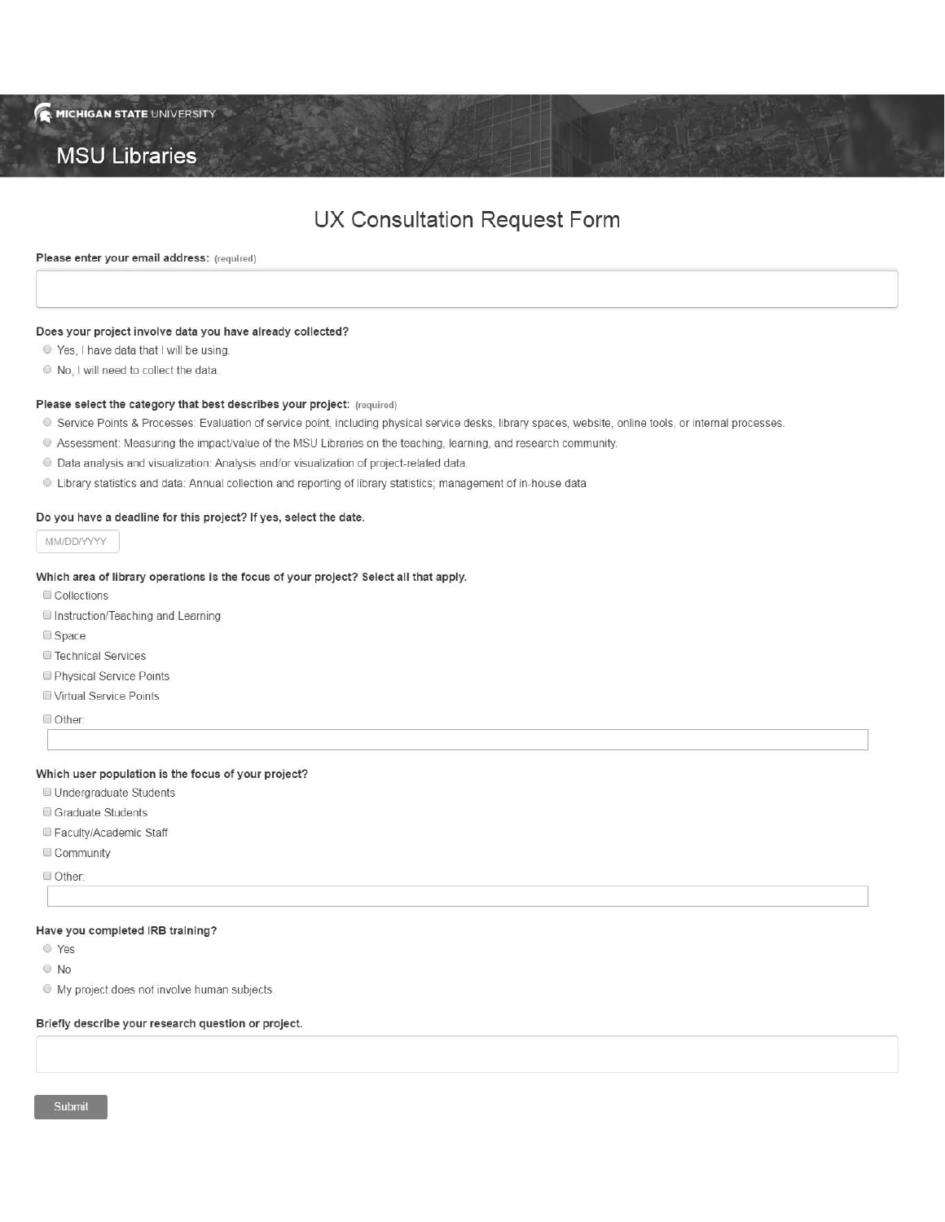MICHIGAN STATE UNIVERSITY

MSU Libraries

# UX Consultation Request Form

**Please enter your email address:** (required)

**Does your project involve data you have already collected?**

- Yes, I have data that I will be using.
- No, I will need to collect the data.

**Please select the category that best describes your project:** (required)

- Service Points & Processes: Evaluation of service point, including physical service desks, library spaces, website, online tools, or internal processes.
- Assessment: Measuring the impact/value of the MSU Libraries on the teaching, learning, and research community.
- Data analysis and visualization: Analysis and/or visualization of project-related data.
- Library statistics and data: Annual collection and reporting of library statistics; management of in-house data

**Do you have a deadline for this project? If yes, select the date.**

MM/DD/YYYY

**Which area of library operations is the focus of your project? Select all that apply.**

- Collections
- Instruction/Teaching and Learning
- Space
- Technical Services
- Physical Service Points
- Virtual Service Points
- Other:

**Which user population is the focus of your project?**

- Undergraduate Students
- Graduate Students
- Faculty/Academic Staff
- Community
- Other:

**Have you completed IRB training?**

- Yes
- No
- My project does not involve human subjects.

**Briefly describe your research question or project.**

Submit